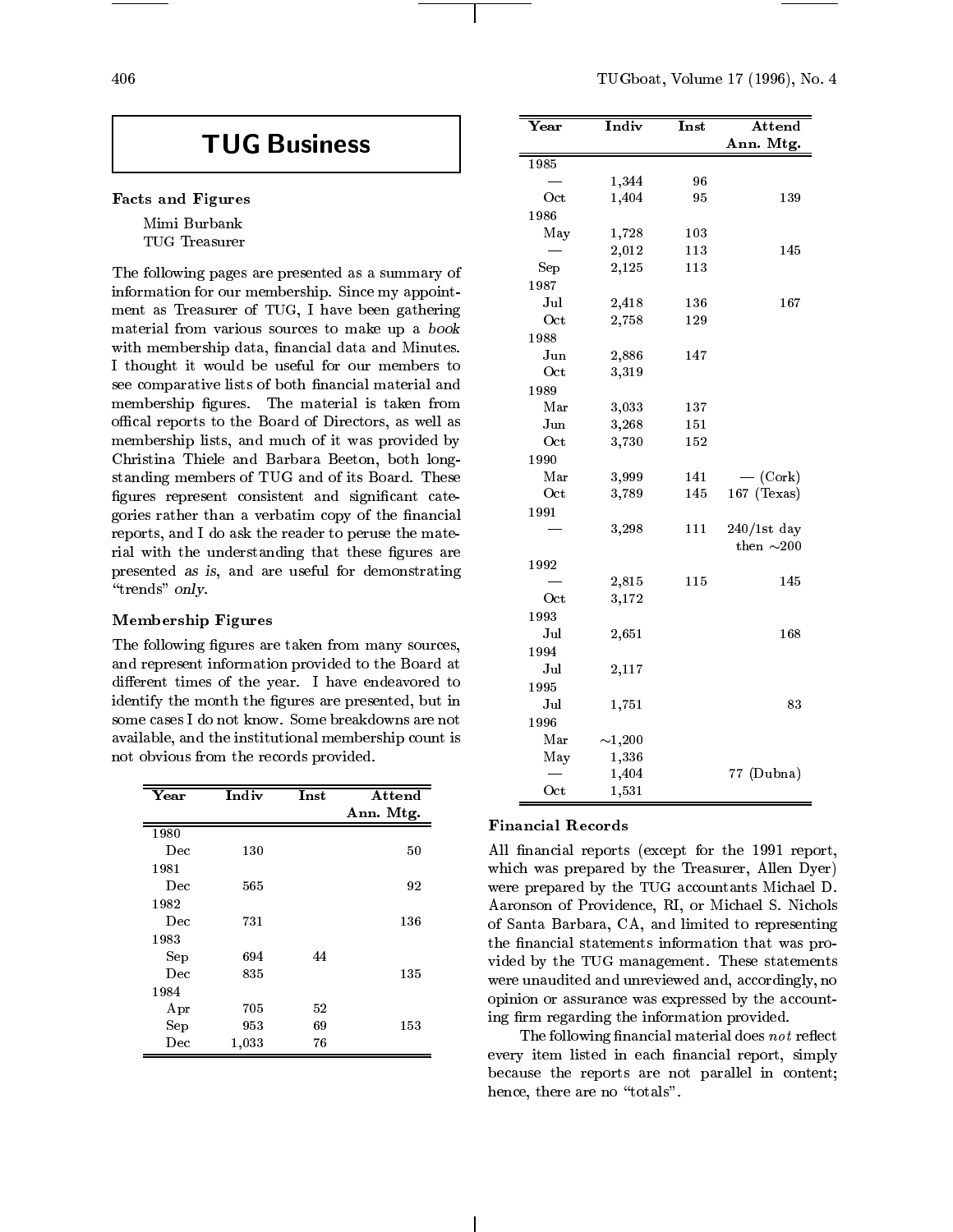# TUG Business

### Facts and Figures

Mimi Burbank
TUG Treasurer

The following pages are presented as a summary of information for our membership. Since my appointment as Treasurer of TUG, I have been gathering material from various sources to make up a *book* with membership data, financial data and Minutes. I thought it would be useful for our members to see comparative lists of both financial material and membership figures. The material is taken from offical reports to the Board of Directors, as well as membership lists, and much of it was provided by Christina Thiele and Barbara Beeton, both longstanding members of TUG and of its Board. These figures represent consistent and significant categories rather than a verbatim copy of the financial reports, and I do ask the reader to peruse the material with the understanding that these figures are presented *as is*, and are useful for demonstrating "trends" *only*.

### Membership Figures

The following figures are taken from many sources, and represent information provided to the Board at different times of the year. I have endeavored to identify the month the figures are presented, but in some cases I do not know. Some breakdowns are not available, and the institutional membership count is not obvious from the records provided.

| Year | Indiv | Inst | Attend Ann. Mtg. |
|---|---|---|---|
| 1980 | | | |
| Dec | 130 | | 50 |
| 1981 | | | |
| Dec | 565 | | 92 |
| 1982 | | | |
| Dec | 731 | | 136 |
| 1983 | | | |
| Sep | 694 | 44 | |
| Dec | 835 | | 135 |
| 1984 | | | |
| Apr | 705 | 52 | |
| Sep | 953 | 69 | 153 |
| Dec | 1,033 | 76 | |
| 1985 | | | |
| — | 1,344 | 96 | |
| Oct | 1,404 | 95 | 139 |
| 1986 | | | |
| May | 1,728 | 103 | |
| — | 2,012 | 113 | 145 |
| Sep | 2,125 | 113 | |
| 1987 | | | |
| Jul | 2,418 | 136 | 167 |
| Oct | 2,758 | 129 | |
| 1988 | | | |
| Jun | 2,886 | 147 | |
| Oct | 3,319 | | |
| 1989 | | | |
| Mar | 3,033 | 137 | |
| Jun | 3,268 | 151 | |
| Oct | 3,730 | 152 | |
| 1990 | | | |
| Mar | 3,999 | 141 | — (Cork) |
| Oct | 3,789 | 145 | 167 (Texas) |
| 1991 | | | |
| — | 3,298 | 111 | 240/1st day then ∼200 |
| 1992 | | | |
| — | 2,815 | 115 | 145 |
| Oct | 3,172 | | |
| 1993 | | | |
| Jul | 2,651 | | 168 |
| 1994 | | | |
| Jul | 2,117 | | |
| 1995 | | | |
| Jul | 1,751 | | 83 |
| 1996 | | | |
| Mar | ∼1,200 | | |
| May | 1,336 | | |
| — | 1,404 | | 77 (Dubna) |
| Oct | 1,531 | | |

### Financial Records

All financial reports (except for the 1991 report, which was prepared by the Treasurer, Allen Dyer) were prepared by the TUG accountants Michael D. Aaronson of Providence, RI, or Michael S. Nichols of Santa Barbara, CA, and limited to representing the financial statements information that was provided by the TUG management. These statements were unaudited and unreviewed and, accordingly, no opinion or assurance was expressed by the accounting firm regarding the information provided.

The following financial material does *not* reflect every item listed in each financial report, simply because the reports are not parallel in content; hence, there are no "totals".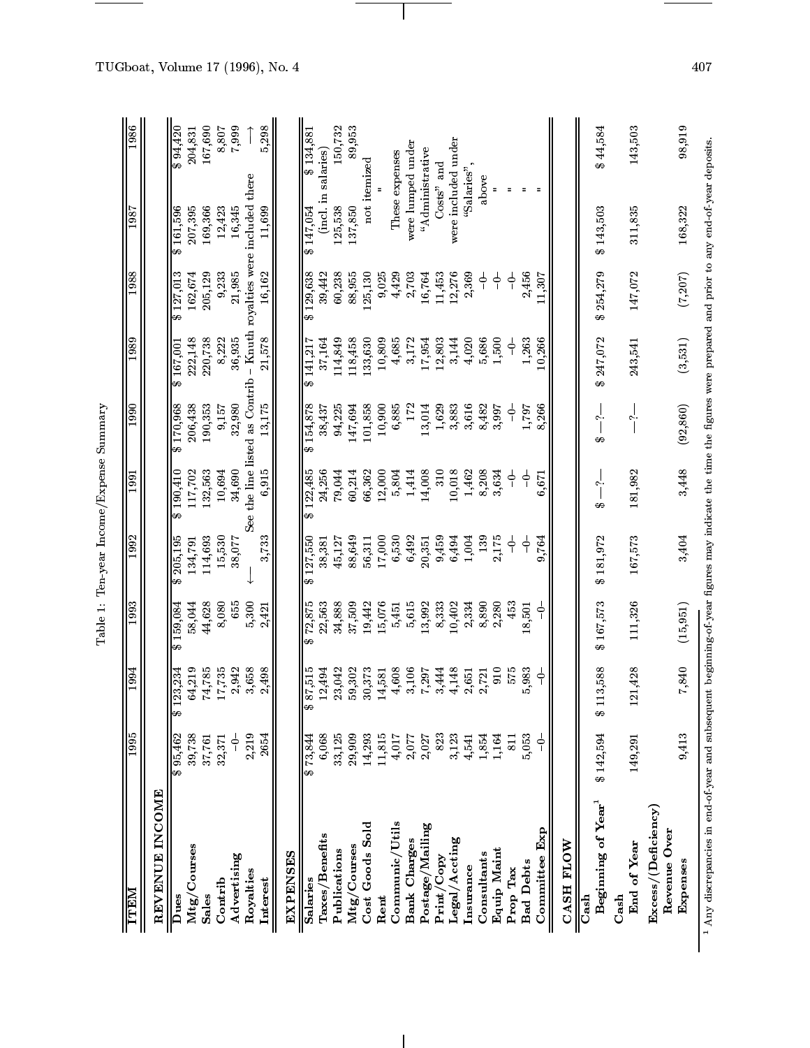Table 1: Ten-year Income/Expense Summary

| ITEM | 1995 | 1994 | 1993 | 1992 | 1991 | 1990 | 1989 | 1988 | 1987 | 1986 |
|---|---|---|---|---|---|---|---|---|---|---|
| **REVENUE INCOME** | | | | | | | | | | |
| **Dues** | $ 95,462 | $ 123,234 | $ 159,084 | $ 205,195 | $ 190,410 | $ 170,968 | $ 167,001 | $ 127,013 | $ 161,596 | $ 94,420 |
| **Mtg/Courses** | 39,738 | 64,219 | 58,044 | 134,791 | 117,702 | 206,438 | 222,148 | 162,674 | 207,395 | 204,831 |
| **Sales** | 37,761 | 74,785 | 44,628 | 114,693 | 132,563 | 190,353 | 220,738 | 205,129 | 169,366 | 167,690 |
| **Contrib** | 32,371 | 17,735 | 8,080 | 15,530 | 10,694 | 9,157 | 8,222 | 9,233 | 12,423 | 8,807 |
| **Advertising** | -0- | 2,942 | 655 | 38,077 | 34,690 | 32,980 | 36,935 | 21,985 | 16,345 | 7,999 |
| **Royalties** | 2,219 | 3,658 | 5,300 | ← | See the line listed as Contrib – Knuth royalties were included there | | | | | → |
| **Interest** | 2654 | 2,498 | 2,421 | 3,733 | 6,915 | 13,175 | 21,578 | 16,162 | 11,699 | 5,298 |
| **EXPENSES** | | | | | | | | | | |
| **Salaries** | $ 73,844 | $ 87,515 | $ 72,875 | $ 127,550 | $ 122,485 | $ 154,878 | $ 141,217 | $ 129,638 | $ 147,054 | $ 134,881 |
| **Taxes/Benefits** | 6,068 | 12,494 | 22,563 | 38,381 | 24,256 | 38,437 | 37,164 | 39,442 | (incl. in salaries) | |
| **Publications** | 33,125 | 23,042 | 34,888 | 45,127 | 79,044 | 94,225 | 114,849 | 60,238 | 125,538 | 150,732 |
| **Mtg/Courses** | 29,909 | 59,302 | 37,509 | 88,649 | 60,214 | 147,694 | 118,458 | 88,955 | 137,850 | 89,953 |
| **Cost Goods Sold** | 14,293 | 30,373 | 19,442 | 56,311 | 66,362 | 101,858 | 133,630 | 125,130 | not itemized | |
| **Rent** | 11,815 | 14,581 | 15,076 | 17,000 | 12,000 | 10,900 | 10,809 | 9,025 | " | |
| **Communic/Utils** | 4,017 | 4,608 | 5,451 | 6,530 | 5,804 | 6,885 | 4,685 | 4,429 | These expenses | |
| **Bank Charges** | 2,077 | 3,106 | 5,615 | 6,492 | 1,414 | 172 | 3,172 | 2,703 | were lumped under | |
| **Postage/Mailing** | 2,027 | 7,297 | 13,992 | 20,351 | 14,008 | 13,014 | 17,954 | 16,764 | "Administrative | |
| **Print/Copy** | 823 | 3,444 | 8,333 | 9,459 | 310 | 1,629 | 12,803 | 11,453 | Costs" and | |
| **Legal/Accting** | 3,123 | 4,148 | 10,402 | 6,494 | 10,018 | 3,883 | 3,144 | 12,276 | were included under | |
| **Insurance** | 4,541 | 2,651 | 2,334 | 1,004 | 1,462 | 3,616 | 4,020 | 2,369 | "Salaries", | |
| **Consultants** | 1,854 | 2,721 | 8,890 | 139 | 8,208 | 8,482 | 5,686 | -0- | above | |
| **Equip Maint** | 1,164 | 910 | 2,280 | 2,175 | 3,634 | 3,997 | 1,500 | -0- | " | |
| **Prop Tax** | 811 | 575 | 453 | -0- | -0- | -0- | -0- | -0- | " | |
| **Bad Debts** | 5,053 | 5,983 | 18,501 | -0- | -0- | 1,797 | 1,263 | 2,456 | " | |
| **Committee Exp** | -0- | -0- | -0- | 9,764 | 6,671 | 8,266 | 10,266 | 11,307 | " | |
| **CASH FLOW** | | | | | | | | | | |
| **Cash Beginning of Year**[1] | $ 142,594 | $ 113,588 | $ 167,573 | $ 181,972 | $ —?— | $ —?— | $ 247,072 | $ 254,279 | $ 143,503 | $ 44,584 |
| **Cash End of Year** | 149,291 | 121,428 | 111,326 | 167,573 | 181,982 | —?— | 243,541 | 147,072 | 311,835 | 143,503 |
| **Excess/(Deficiency) Revenue Over Expenses** | 9,413 | 7,840 | (15,951) | 3,404 | 3,448 | (92,860) | (3,531) | (7,207) | 168,322 | 98,919 |

[1] Any discrepancies in end-of-year and subsequent beginning-of-year figures may indicate the time the figures were prepared and prior to any end-of-year deposits.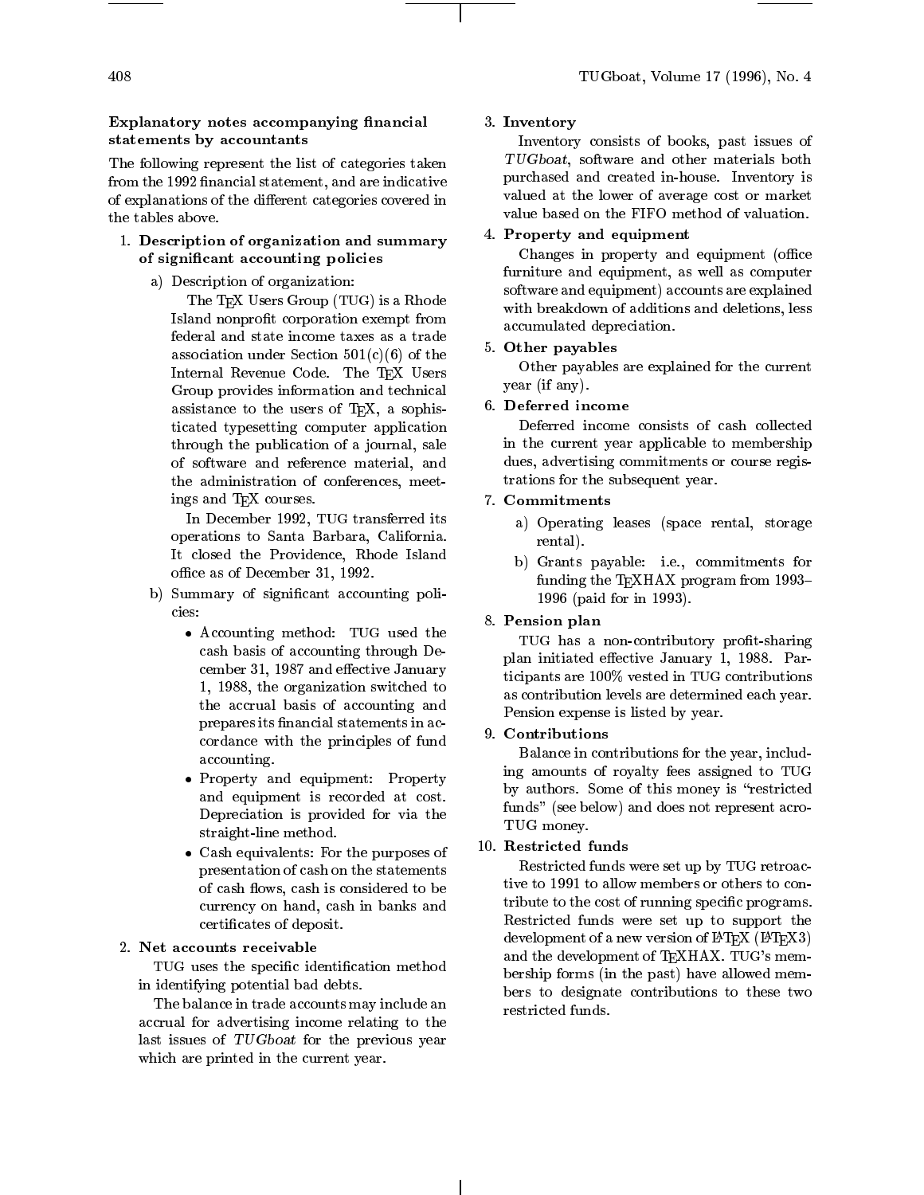### Explanatory notes accompanying financial statements by accountants

The following represent the list of categories taken from the 1992 financial statement, and are indicative of explanations of the different categories covered in the tables above.

1. **Description of organization and summary of significant accounting policies**

   a) Description of organization:

   The TEX Users Group (TUG) is a Rhode Island nonprofit corporation exempt from federal and state income taxes as a trade association under Section 501(c)(6) of the Internal Revenue Code. The TEX Users Group provides information and technical assistance to the users of TEX, a sophisticated typesetting computer application through the publication of a journal, sale of software and reference material, and the administration of conferences, meetings and TEX courses.

   In December 1992, TUG transferred its operations to Santa Barbara, California. It closed the Providence, Rhode Island office as of December 31, 1992.

   b) Summary of significant accounting policies:

   - Accounting method: TUG used the cash basis of accounting through December 31, 1987 and effective January 1, 1988, the organization switched to the accrual basis of accounting and prepares its financial statements in accordance with the principles of fund accounting.
   - Property and equipment: Property and equipment is recorded at cost. Depreciation is provided for via the straight-line method.
   - Cash equivalents: For the purposes of presentation of cash on the statements of cash flows, cash is considered to be currency on hand, cash in banks and certificates of deposit.

2. **Net accounts receivable**

   TUG uses the specific identification method in identifying potential bad debts.

   The balance in trade accounts may include an accrual for advertising income relating to the last issues of *TUGboat* for the previous year which are printed in the current year.

3. **Inventory**

   Inventory consists of books, past issues of *TUGboat*, software and other materials both purchased and created in-house. Inventory is valued at the lower of average cost or market value based on the FIFO method of valuation.

4. **Property and equipment**

   Changes in property and equipment (office furniture and equipment, as well as computer software and equipment) accounts are explained with breakdown of additions and deletions, less accumulated depreciation.

5. **Other payables**

   Other payables are explained for the current year (if any).

6. **Deferred income**

   Deferred income consists of cash collected in the current year applicable to membership dues, advertising commitments or course registrations for the subsequent year.

7. **Commitments**

   a) Operating leases (space rental, storage rental).

   b) Grants payable: i.e., commitments for funding the TEXHAX program from 1993–1996 (paid for in 1993).

8. **Pension plan**

   TUG has a non-contributory profit-sharing plan initiated effective January 1, 1988. Participants are 100% vested in TUG contributions as contribution levels are determined each year. Pension expense is listed by year.

9. **Contributions**

   Balance in contributions for the year, including amounts of royalty fees assigned to TUG by authors. Some of this money is "restricted funds" (see below) and does not represent acro-TUG money.

10. **Restricted funds**

    Restricted funds were set up by TUG retroactive to 1991 to allow members or others to contribute to the cost of running specific programs. Restricted funds were set up to support the development of a new version of LATEX (LATEX3) and the development of TEXHAX. TUG's membership forms (in the past) have allowed members to designate contributions to these two restricted funds.